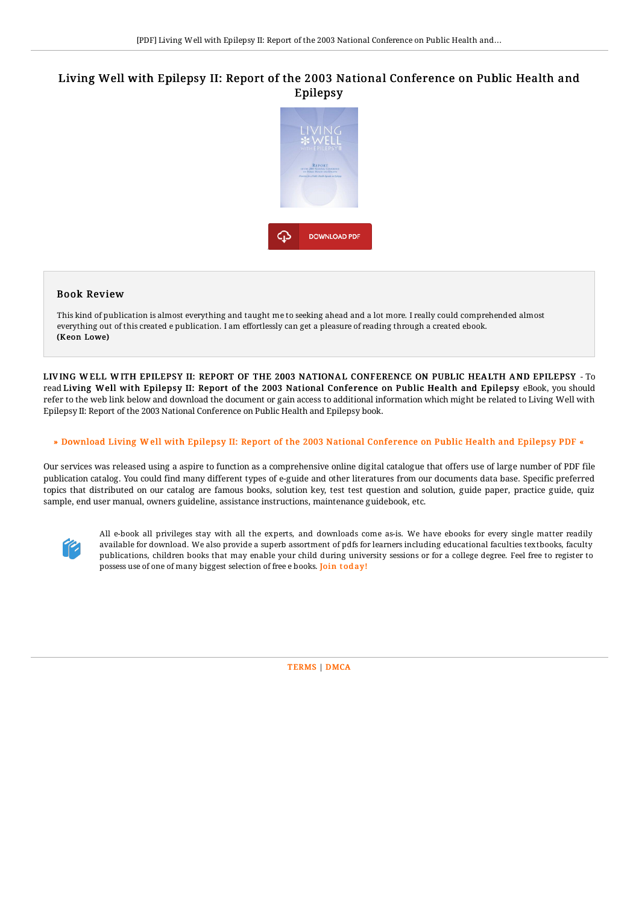# Living Well with Epilepsy II: Report of the 2003 National Conference on Public Health and Epilepsy

DOWNLOAD PDF

## Book Review

This kind of publication is almost everything and taught me to seeking ahead and a lot more. I really could comprehended almost everything out of this created e publication. I am effortlessly can get a pleasure of reading through a created ebook.
**(Keon Lowe)**

LIVING WELL WITH EPILEPSY II: REPORT OF THE 2003 NATIONAL CONFERENCE ON PUBLIC HEALTH AND EPILEPSY - To read **Living Well with Epilepsy II: Report of the 2003 National Conference on Public Health and Epilepsy** eBook, you should refer to the web link below and download the document or gain access to additional information which might be related to Living Well with Epilepsy II: Report of the 2003 National Conference on Public Health and Epilepsy book.

» Download Living Well with Epilepsy II: Report of the 2003 National Conference on Public Health and Epilepsy PDF «

Our services was released using a aspire to function as a comprehensive online digital catalogue that offers use of large number of PDF file publication catalog. You could find many different types of e-guide and other literatures from our documents data base. Specific preferred topics that distributed on our catalog are famous books, solution key, test test question and solution, guide paper, practice guide, quiz sample, end user manual, owners guideline, assistance instructions, maintenance guidebook, etc.

All e-book all privileges stay with all the experts, and downloads come as-is. We have ebooks for every single matter readily available for download. We also provide a superb assortment of pdfs for learners including educational faculties textbooks, faculty publications, children books that may enable your child during university sessions or for a college degree. Feel free to register to possess use of one of many biggest selection of free e books. Join today!

TERMS | DMCA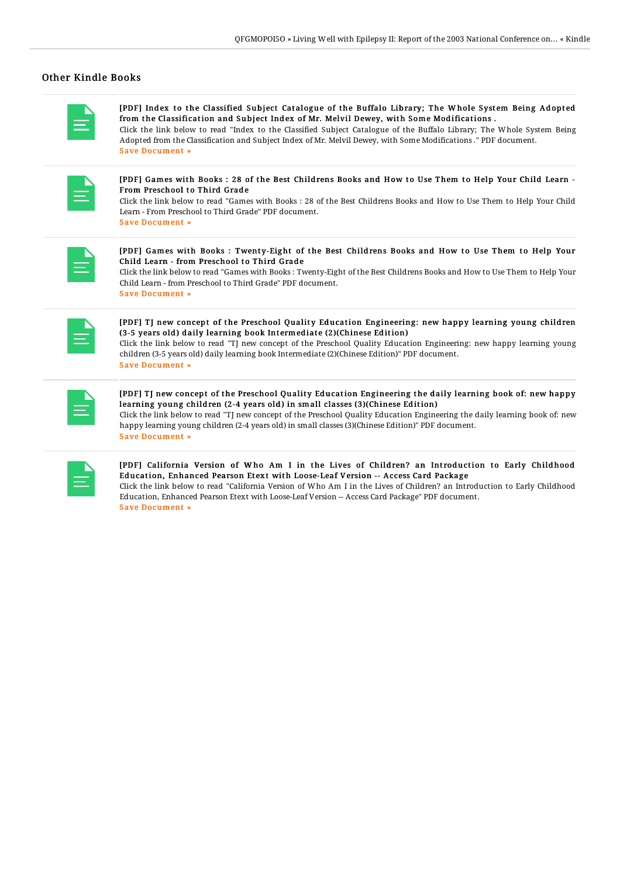## Other Kindle Books

**[PDF] Index to the Classified Subject Catalogue of the Buffalo Library; The Whole System Being Adopted from the Classification and Subject Index of Mr. Melvil Dewey, with Some Modifications .**

Click the link below to read "Index to the Classified Subject Catalogue of the Buffalo Library; The Whole System Being Adopted from the Classification and Subject Index of Mr. Melvil Dewey, with Some Modifications ." PDF document.

Save Document »

**[PDF] Games with Books : 28 of the Best Childrens Books and How to Use Them to Help Your Child Learn - From Preschool to Third Grade**

Click the link below to read "Games with Books : 28 of the Best Childrens Books and How to Use Them to Help Your Child Learn - From Preschool to Third Grade" PDF document.

Save Document »

**[PDF] Games with Books : Twenty-Eight of the Best Childrens Books and How to Use Them to Help Your Child Learn - from Preschool to Third Grade**

Click the link below to read "Games with Books : Twenty-Eight of the Best Childrens Books and How to Use Them to Help Your Child Learn - from Preschool to Third Grade" PDF document.

Save Document »

**[PDF] TJ new concept of the Preschool Quality Education Engineering: new happy learning young children (3-5 years old) daily learning book Intermediate (2)(Chinese Edition)**

Click the link below to read "TJ new concept of the Preschool Quality Education Engineering: new happy learning young children (3-5 years old) daily learning book Intermediate (2)(Chinese Edition)" PDF document.

Save Document »

**[PDF] TJ new concept of the Preschool Quality Education Engineering the daily learning book of: new happy learning young children (2-4 years old) in small classes (3)(Chinese Edition)**

Click the link below to read "TJ new concept of the Preschool Quality Education Engineering the daily learning book of: new happy learning young children (2-4 years old) in small classes (3)(Chinese Edition)" PDF document.

Save Document »

**[PDF] California Version of Who Am I in the Lives of Children? an Introduction to Early Childhood Education, Enhanced Pearson Etext with Loose-Leaf Version -- Access Card Package**

Click the link below to read "California Version of Who Am I in the Lives of Children? an Introduction to Early Childhood Education, Enhanced Pearson Etext with Loose-Leaf Version -- Access Card Package" PDF document.

Save Document »